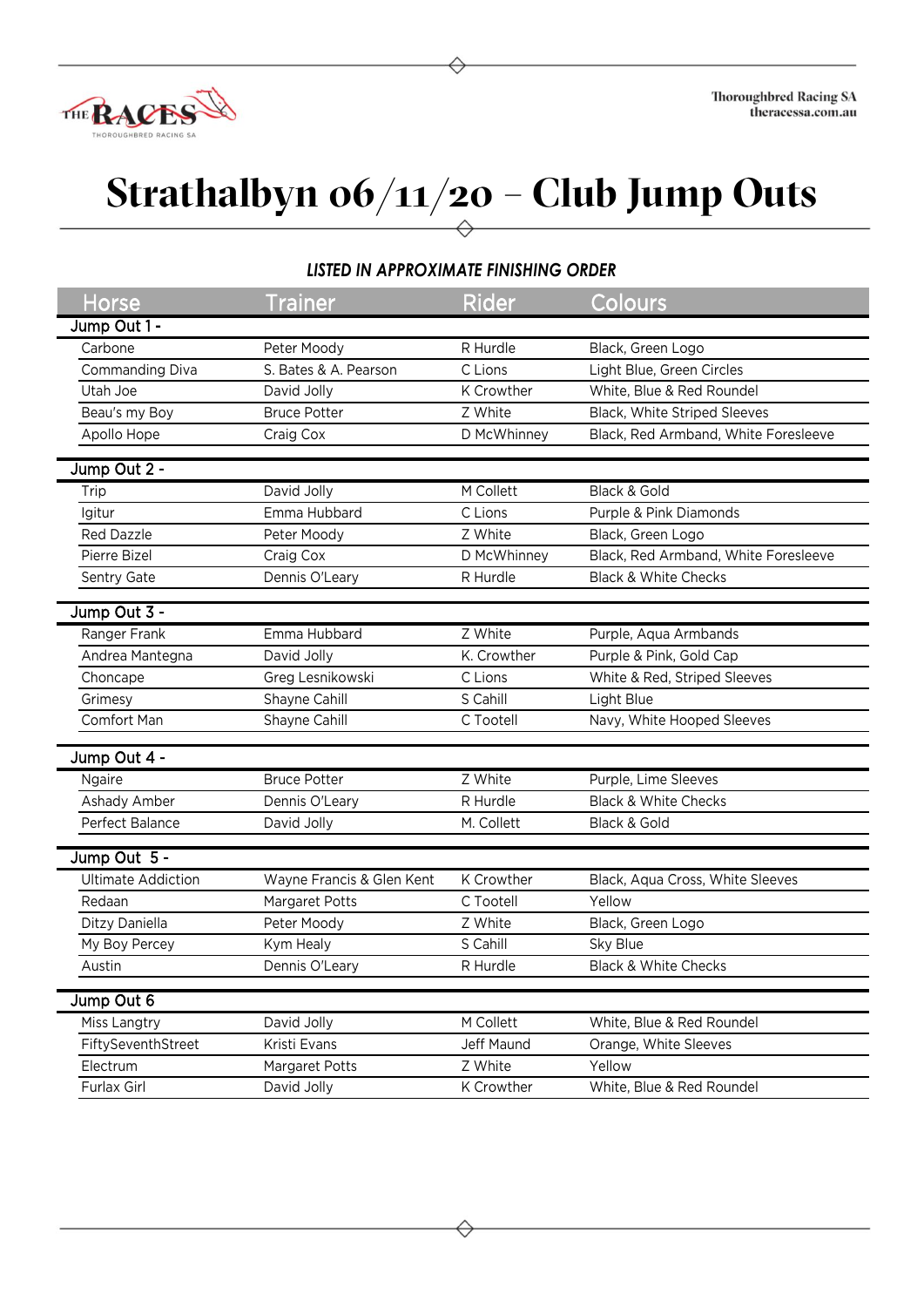# Strathalbyn 06/11/20 – Club Jump Outs

***LISTED IN APPROXIMATE FINISHING ORDER***

| Horse | Trainer | Rider | Colours |
|---|---|---|---|
| **Jump Out 1 -** | | | |
| Carbone | Peter Moody | R Hurdle | Black, Green Logo |
| Commanding Diva | S. Bates & A. Pearson | C Lions | Light Blue, Green Circles |
| Utah Joe | David Jolly | K Crowther | White, Blue & Red Roundel |
| Beau's my Boy | Bruce Potter | Z White | Black, White Striped Sleeves |
| Apollo Hope | Craig Cox | D McWhinney | Black, Red Armband, White Foresleeve |
| **Jump Out 2 -** | | | |
| Trip | David Jolly | M Collett | Black & Gold |
| Igitur | Emma Hubbard | C Lions | Purple & Pink Diamonds |
| Red Dazzle | Peter Moody | Z White | Black, Green Logo |
| Pierre Bizel | Craig Cox | D McWhinney | Black, Red Armband, White Foresleeve |
| Sentry Gate | Dennis O'Leary | R Hurdle | Black & White Checks |
| **Jump Out 3 -** | | | |
| Ranger Frank | Emma Hubbard | Z White | Purple, Aqua Armbands |
| Andrea Mantegna | David Jolly | K. Crowther | Purple & Pink, Gold Cap |
| Choncape | Greg Lesnikowski | C Lions | White & Red, Striped Sleeves |
| Grimesy | Shayne Cahill | S Cahill | Light Blue |
| Comfort Man | Shayne Cahill | C Tootell | Navy, White Hooped Sleeves |
| **Jump Out 4 -** | | | |
| Ngaire | Bruce Potter | Z White | Purple, Lime Sleeves |
| Ashady Amber | Dennis O'Leary | R Hurdle | Black & White Checks |
| Perfect Balance | David Jolly | M. Collett | Black & Gold |
| **Jump Out 5 -** | | | |
| Ultimate Addiction | Wayne Francis & Glen Kent | K Crowther | Black, Aqua Cross, White Sleeves |
| Redaan | Margaret Potts | C Tootell | Yellow |
| Ditzy Daniella | Peter Moody | Z White | Black, Green Logo |
| My Boy Percey | Kym Healy | S Cahill | Sky Blue |
| Austin | Dennis O'Leary | R Hurdle | Black & White Checks |
| **Jump Out 6** | | | |
| Miss Langtry | David Jolly | M Collett | White, Blue & Red Roundel |
| FiftySeventhStreet | Kristi Evans | Jeff Maund | Orange, White Sleeves |
| Electrum | Margaret Potts | Z White | Yellow |
| Furlax Girl | David Jolly | K Crowther | White, Blue & Red Roundel |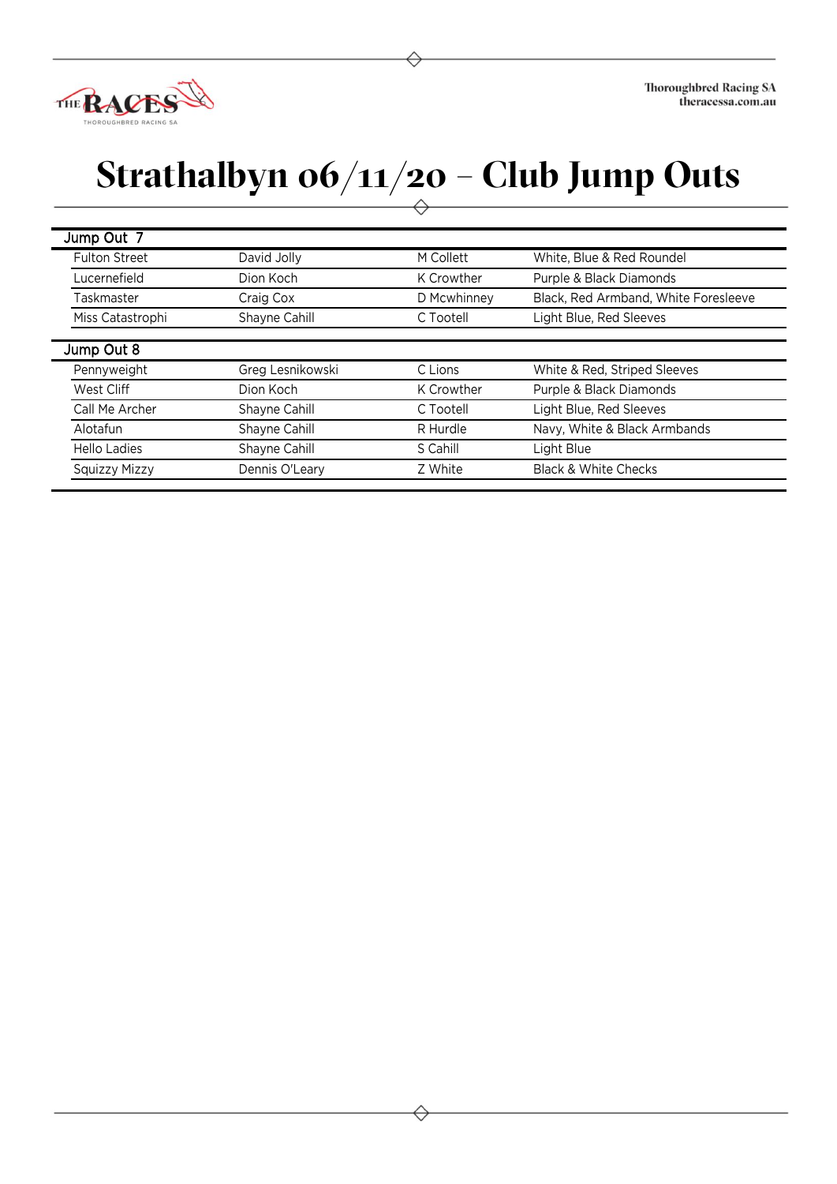# Strathalbyn 06/11/20 – Club Jump Outs

| Jump Out 7 | | | |
|---|---|---|---|
| Fulton Street | David Jolly | M Collett | White, Blue & Red Roundel |
| Lucernefield | Dion Koch | K Crowther | Purple & Black Diamonds |
| Taskmaster | Craig Cox | D Mcwhinney | Black, Red Armband, White Foresleeve |
| Miss Catastrophi | Shayne Cahill | C Tootell | Light Blue, Red Sleeves |

| Jump Out 8 | | | |
|---|---|---|---|
| Pennyweight | Greg Lesnikowski | C Lions | White & Red, Striped Sleeves |
| West Cliff | Dion Koch | K Crowther | Purple & Black Diamonds |
| Call Me Archer | Shayne Cahill | C Tootell | Light Blue, Red Sleeves |
| Alotafun | Shayne Cahill | R Hurdle | Navy, White & Black Armbands |
| Hello Ladies | Shayne Cahill | S Cahill | Light Blue |
| Squizzy Mizzy | Dennis O'Leary | Z White | Black & White Checks |